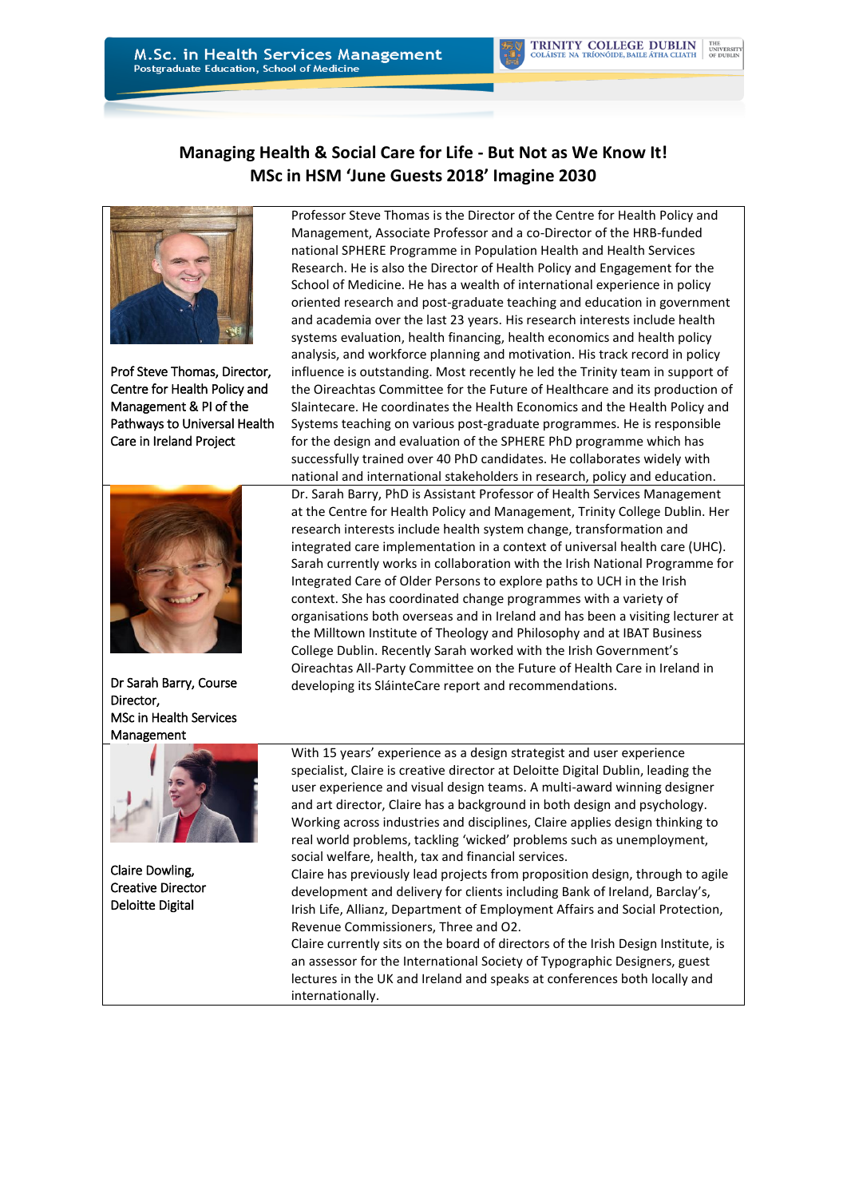## Managing Health & Social Care for Life - But Not as We Know It!
## MSc in HSM 'June Guests 2018' Imagine 2030

| | |
|---|---|
| Prof Steve Thomas, Director, Centre for Health Policy and Management & PI of the Pathways to Universal Health Care in Ireland Project | Professor Steve Thomas is the Director of the Centre for Health Policy and Management, Associate Professor and a co-Director of the HRB-funded national SPHERE Programme in Population Health and Health Services Research. He is also the Director of Health Policy and Engagement for the School of Medicine. He has a wealth of international experience in policy oriented research and post-graduate teaching and education in government and academia over the last 23 years. His research interests include health systems evaluation, health financing, health economics and health policy analysis, and workforce planning and motivation. His track record in policy influence is outstanding. Most recently he led the Trinity team in support of the Oireachtas Committee for the Future of Healthcare and its production of Slaintecare. He coordinates the Health Economics and the Health Policy and Systems teaching on various post-graduate programmes. He is responsible for the design and evaluation of the SPHERE PhD programme which has successfully trained over 40 PhD candidates. He collaborates widely with national and international stakeholders in research, policy and education. |
| Dr Sarah Barry, Course Director, MSc in Health Services Management | Dr. Sarah Barry, PhD is Assistant Professor of Health Services Management at the Centre for Health Policy and Management, Trinity College Dublin. Her research interests include health system change, transformation and integrated care implementation in a context of universal health care (UHC). Sarah currently works in collaboration with the Irish National Programme for Integrated Care of Older Persons to explore paths to UCH in the Irish context. She has coordinated change programmes with a variety of organisations both overseas and in Ireland and has been a visiting lecturer at the Milltown Institute of Theology and Philosophy and at IBAT Business College Dublin. Recently Sarah worked with the Irish Government's Oireachtas All-Party Committee on the Future of Health Care in Ireland in developing its SláinteCare report and recommendations. |
| Claire Dowling, Creative Director Deloitte Digital | With 15 years' experience as a design strategist and user experience specialist, Claire is creative director at Deloitte Digital Dublin, leading the user experience and visual design teams. A multi-award winning designer and art director, Claire has a background in both design and psychology. Working across industries and disciplines, Claire applies design thinking to real world problems, tackling 'wicked' problems such as unemployment, social welfare, health, tax and financial services.<br>Claire has previously lead projects from proposition design, through to agile development and delivery for clients including Bank of Ireland, Barclay's, Irish Life, Allianz, Department of Employment Affairs and Social Protection, Revenue Commissioners, Three and O2.<br>Claire currently sits on the board of directors of the Irish Design Institute, is an assessor for the International Society of Typographic Designers, guest lectures in the UK and Ireland and speaks at conferences both locally and internationally. |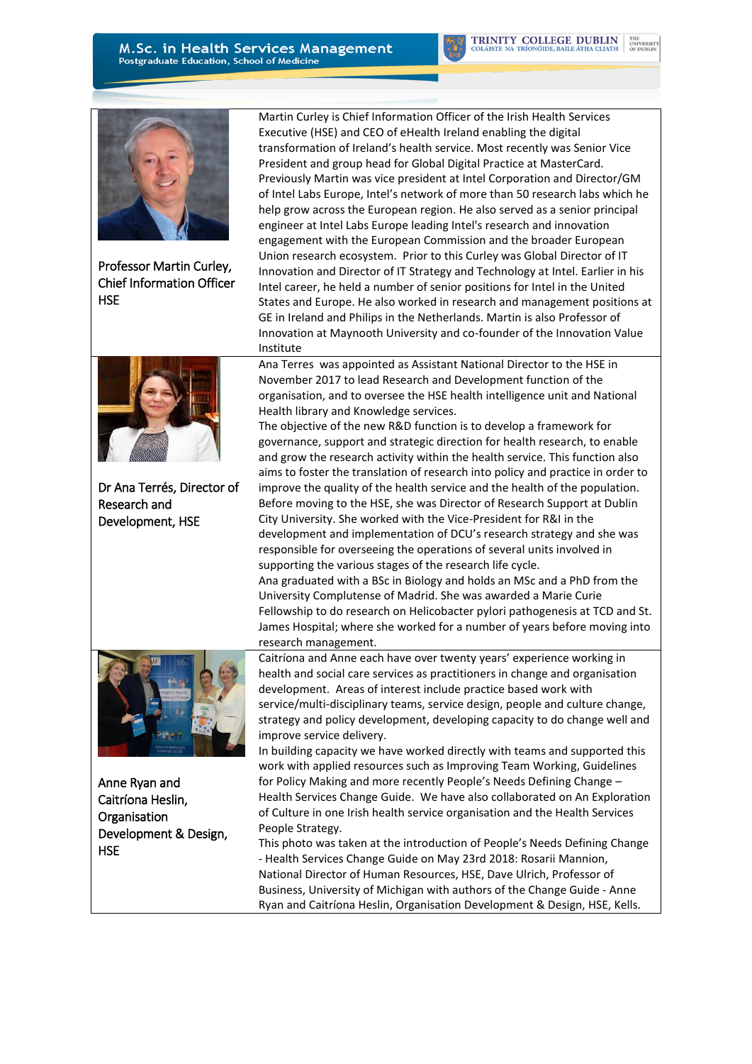| | |
|---|---|
| Professor Martin Curley, Chief Information Officer HSE | Martin Curley is Chief Information Officer of the Irish Health Services Executive (HSE) and CEO of eHealth Ireland enabling the digital transformation of Ireland's health service. Most recently was Senior Vice President and group head for Global Digital Practice at MasterCard. Previously Martin was vice president at Intel Corporation and Director/GM of Intel Labs Europe, Intel's network of more than 50 research labs which he help grow across the European region. He also served as a senior principal engineer at Intel Labs Europe leading Intel's research and innovation engagement with the European Commission and the broader European Union research ecosystem. Prior to this Curley was Global Director of IT Innovation and Director of IT Strategy and Technology at Intel. Earlier in his Intel career, he held a number of senior positions for Intel in the United States and Europe. He also worked in research and management positions at GE in Ireland and Philips in the Netherlands. Martin is also Professor of Innovation at Maynooth University and co-founder of the Innovation Value Institute |
| Dr Ana Terrés, Director of Research and Development, HSE | Ana Terres was appointed as Assistant National Director to the HSE in November 2017 to lead Research and Development function of the organisation, and to oversee the HSE health intelligence unit and National Health library and Knowledge services.<br>The objective of the new R&D function is to develop a framework for governance, support and strategic direction for health research, to enable and grow the research activity within the health service. This function also aims to foster the translation of research into policy and practice in order to improve the quality of the health service and the health of the population. Before moving to the HSE, she was Director of Research Support at Dublin City University. She worked with the Vice-President for R&I in the development and implementation of DCU's research strategy and she was responsible for overseeing the operations of several units involved in supporting the various stages of the research life cycle.<br>Ana graduated with a BSc in Biology and holds an MSc and a PhD from the University Complutense of Madrid. She was awarded a Marie Curie Fellowship to do research on Helicobacter pylori pathogenesis at TCD and St. James Hospital; where she worked for a number of years before moving into research management. |
| Anne Ryan and Caitríona Heslin, Organisation Development & Design, HSE | Caitríona and Anne each have over twenty years' experience working in health and social care services as practitioners in change and organisation development. Areas of interest include practice based work with service/multi-disciplinary teams, service design, people and culture change, strategy and policy development, developing capacity to do change well and improve service delivery.<br>In building capacity we have worked directly with teams and supported this work with applied resources such as Improving Team Working, Guidelines for Policy Making and more recently People's Needs Defining Change – Health Services Change Guide. We have also collaborated on An Exploration of Culture in one Irish health service organisation and the Health Services People Strategy.<br>This photo was taken at the introduction of People's Needs Defining Change - Health Services Change Guide on May 23rd 2018: Rosarii Mannion, National Director of Human Resources, HSE, Dave Ulrich, Professor of Business, University of Michigan with authors of the Change Guide - Anne Ryan and Caitríona Heslin, Organisation Development & Design, HSE, Kells. |